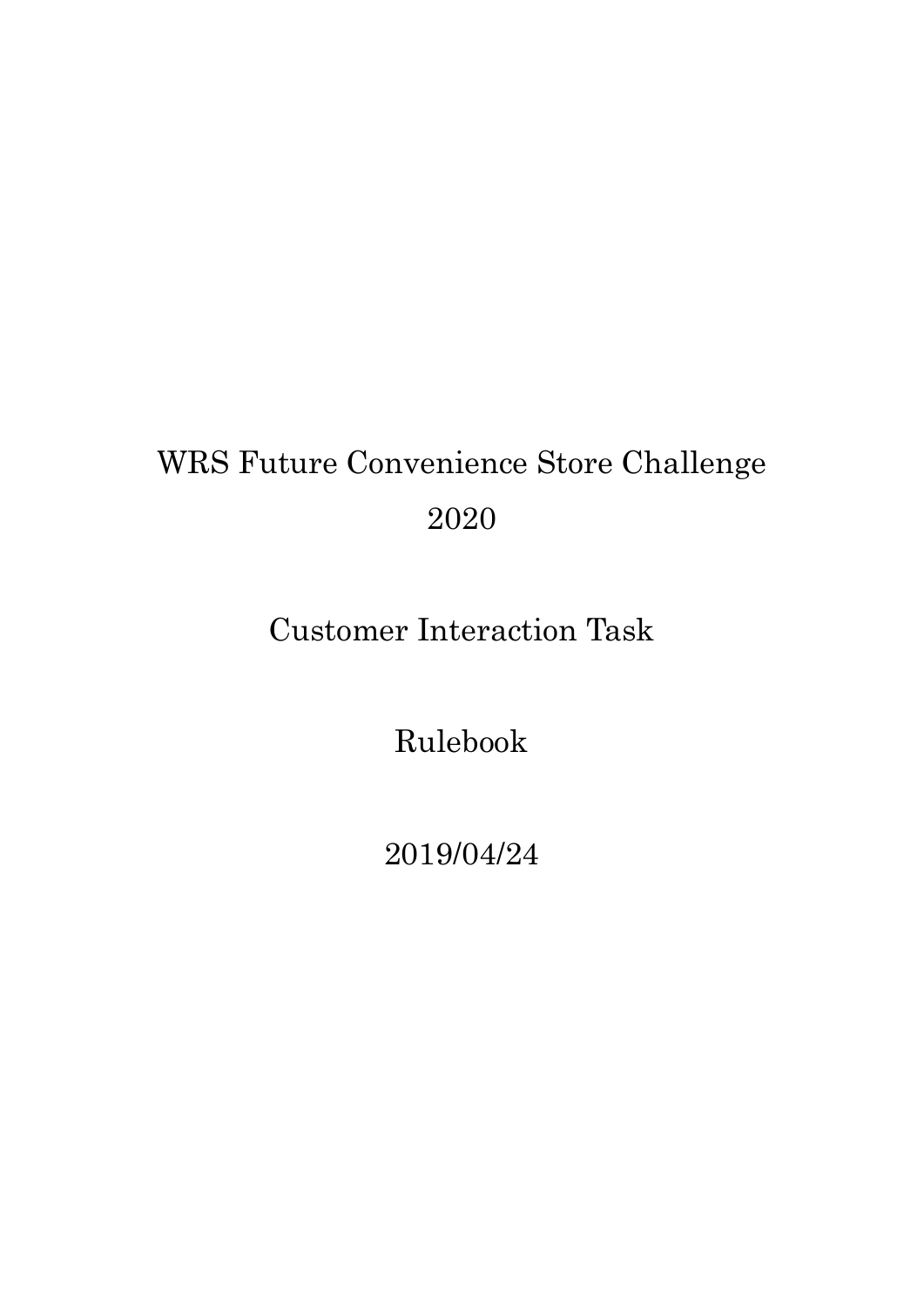# WRS Future Convenience Store Challenge 2020

## Customer Interaction Task

## Rulebook

2019/04/24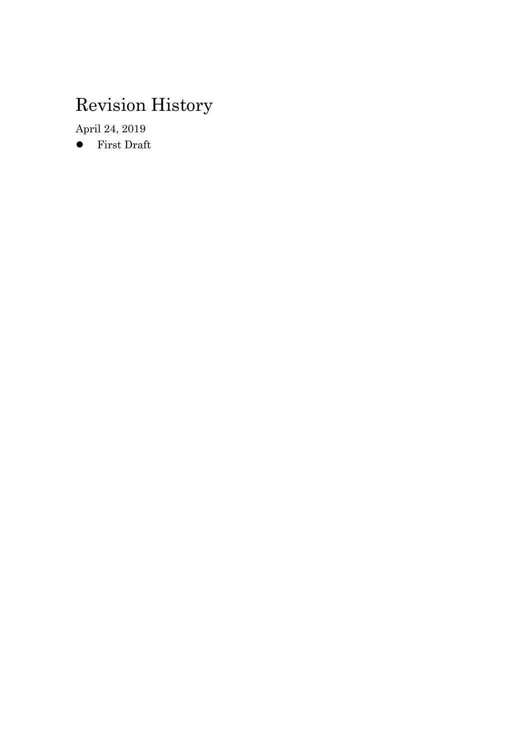# Revision History

April 24, 2019

- First Draft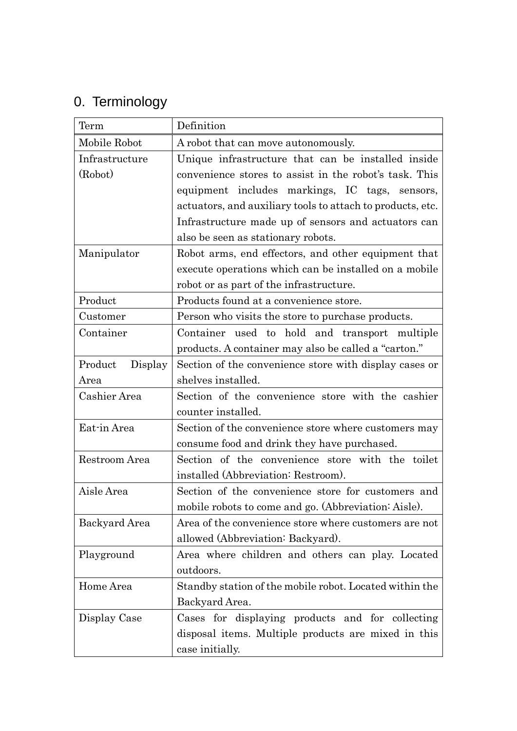# 0. Terminology

| Term | Definition |
| --- | --- |
| Mobile Robot | A robot that can move autonomously. |
| Infrastructure (Robot) | Unique infrastructure that can be installed inside convenience stores to assist in the robot's task. This equipment includes markings, IC tags, sensors, actuators, and auxiliary tools to attach to products, etc. Infrastructure made up of sensors and actuators can also be seen as stationary robots. |
| Manipulator | Robot arms, end effectors, and other equipment that execute operations which can be installed on a mobile robot or as part of the infrastructure. |
| Product | Products found at a convenience store. |
| Customer | Person who visits the store to purchase products. |
| Container | Container used to hold and transport multiple products. A container may also be called a "carton." |
| Product Display Area | Section of the convenience store with display cases or shelves installed. |
| Cashier Area | Section of the convenience store with the cashier counter installed. |
| Eat-in Area | Section of the convenience store where customers may consume food and drink they have purchased. |
| Restroom Area | Section of the convenience store with the toilet installed (Abbreviation: Restroom). |
| Aisle Area | Section of the convenience store for customers and mobile robots to come and go. (Abbreviation: Aisle). |
| Backyard Area | Area of the convenience store where customers are not allowed (Abbreviation: Backyard). |
| Playground | Area where children and others can play. Located outdoors. |
| Home Area | Standby station of the mobile robot. Located within the Backyard Area. |
| Display Case | Cases for displaying products and for collecting disposal items. Multiple products are mixed in this case initially. |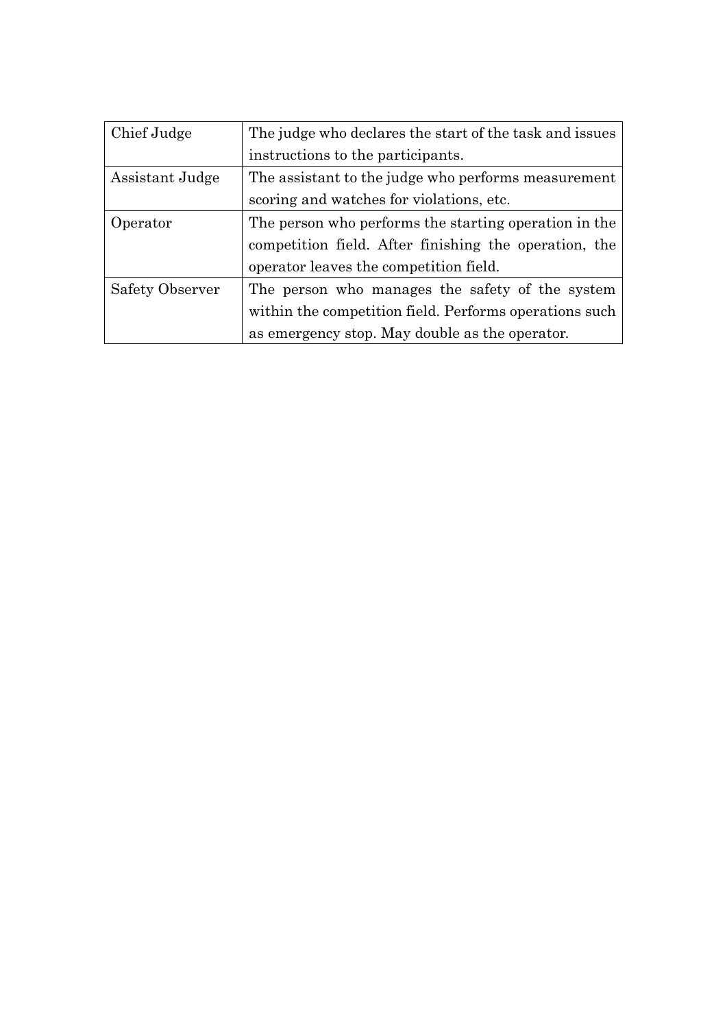| Chief Judge | The judge who declares the start of the task and issues instructions to the participants. |
|---|---|
| Assistant Judge | The assistant to the judge who performs measurement scoring and watches for violations, etc. |
| Operator | The person who performs the starting operation in the competition field. After finishing the operation, the operator leaves the competition field. |
| Safety Observer | The person who manages the safety of the system within the competition field. Performs operations such as emergency stop. May double as the operator. |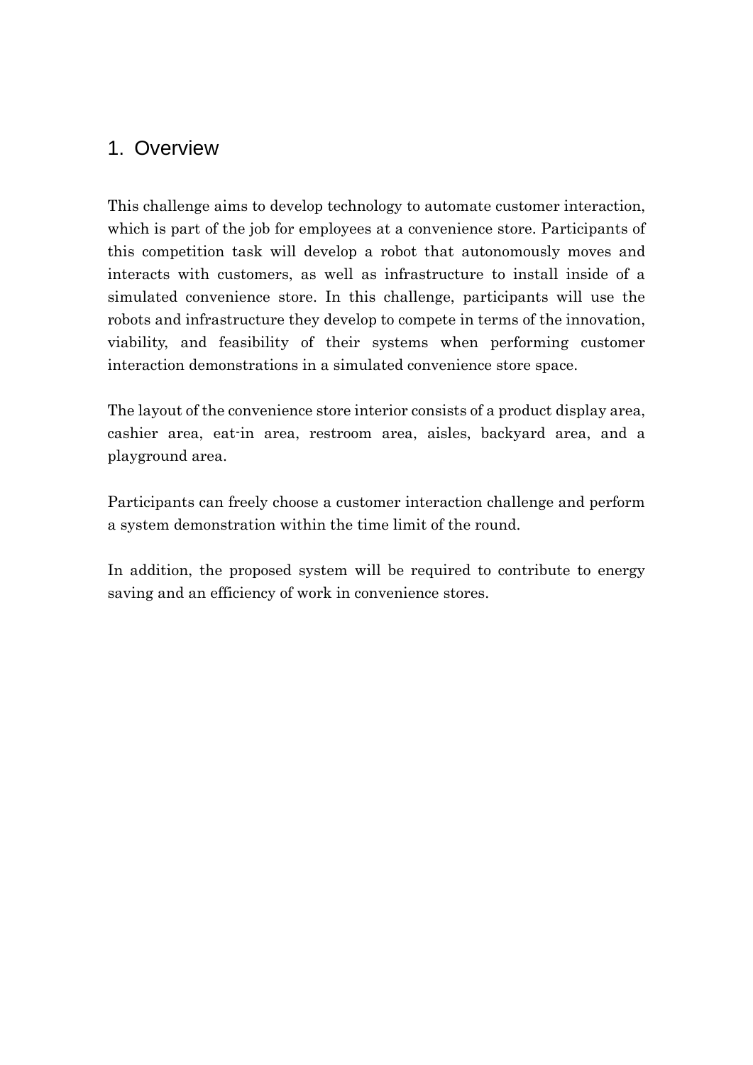# 1. Overview

This challenge aims to develop technology to automate customer interaction, which is part of the job for employees at a convenience store. Participants of this competition task will develop a robot that autonomously moves and interacts with customers, as well as infrastructure to install inside of a simulated convenience store. In this challenge, participants will use the robots and infrastructure they develop to compete in terms of the innovation, viability, and feasibility of their systems when performing customer interaction demonstrations in a simulated convenience store space.

The layout of the convenience store interior consists of a product display area, cashier area, eat-in area, restroom area, aisles, backyard area, and a playground area.

Participants can freely choose a customer interaction challenge and perform a system demonstration within the time limit of the round.

In addition, the proposed system will be required to contribute to energy saving and an efficiency of work in convenience stores.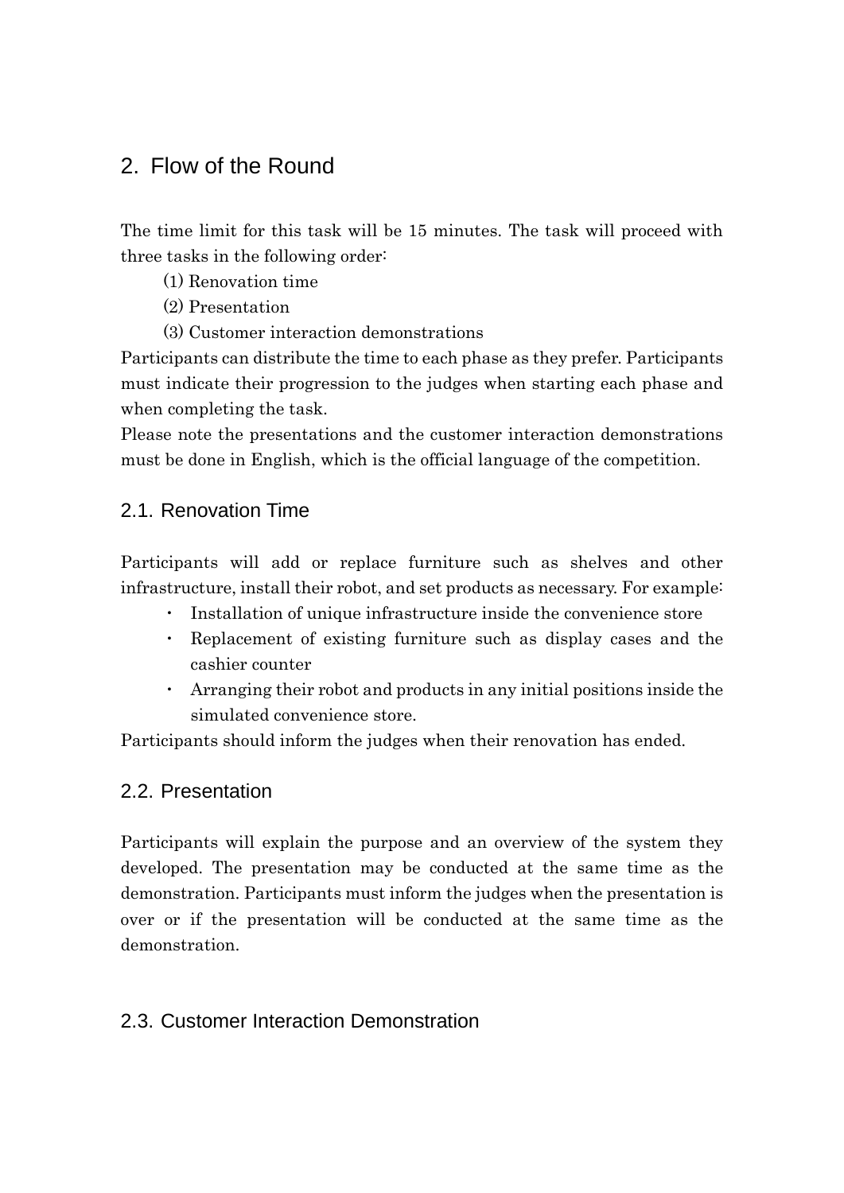## 2. Flow of the Round

The time limit for this task will be 15 minutes. The task will proceed with three tasks in the following order:

(1) Renovation time

(2) Presentation

(3) Customer interaction demonstrations

Participants can distribute the time to each phase as they prefer. Participants must indicate their progression to the judges when starting each phase and when completing the task.

Please note the presentations and the customer interaction demonstrations must be done in English, which is the official language of the competition.

### 2.1. Renovation Time

Participants will add or replace furniture such as shelves and other infrastructure, install their robot, and set products as necessary. For example:

- Installation of unique infrastructure inside the convenience store
- Replacement of existing furniture such as display cases and the cashier counter
- Arranging their robot and products in any initial positions inside the simulated convenience store.

Participants should inform the judges when their renovation has ended.

### 2.2. Presentation

Participants will explain the purpose and an overview of the system they developed. The presentation may be conducted at the same time as the demonstration. Participants must inform the judges when the presentation is over or if the presentation will be conducted at the same time as the demonstration.

### 2.3. Customer Interaction Demonstration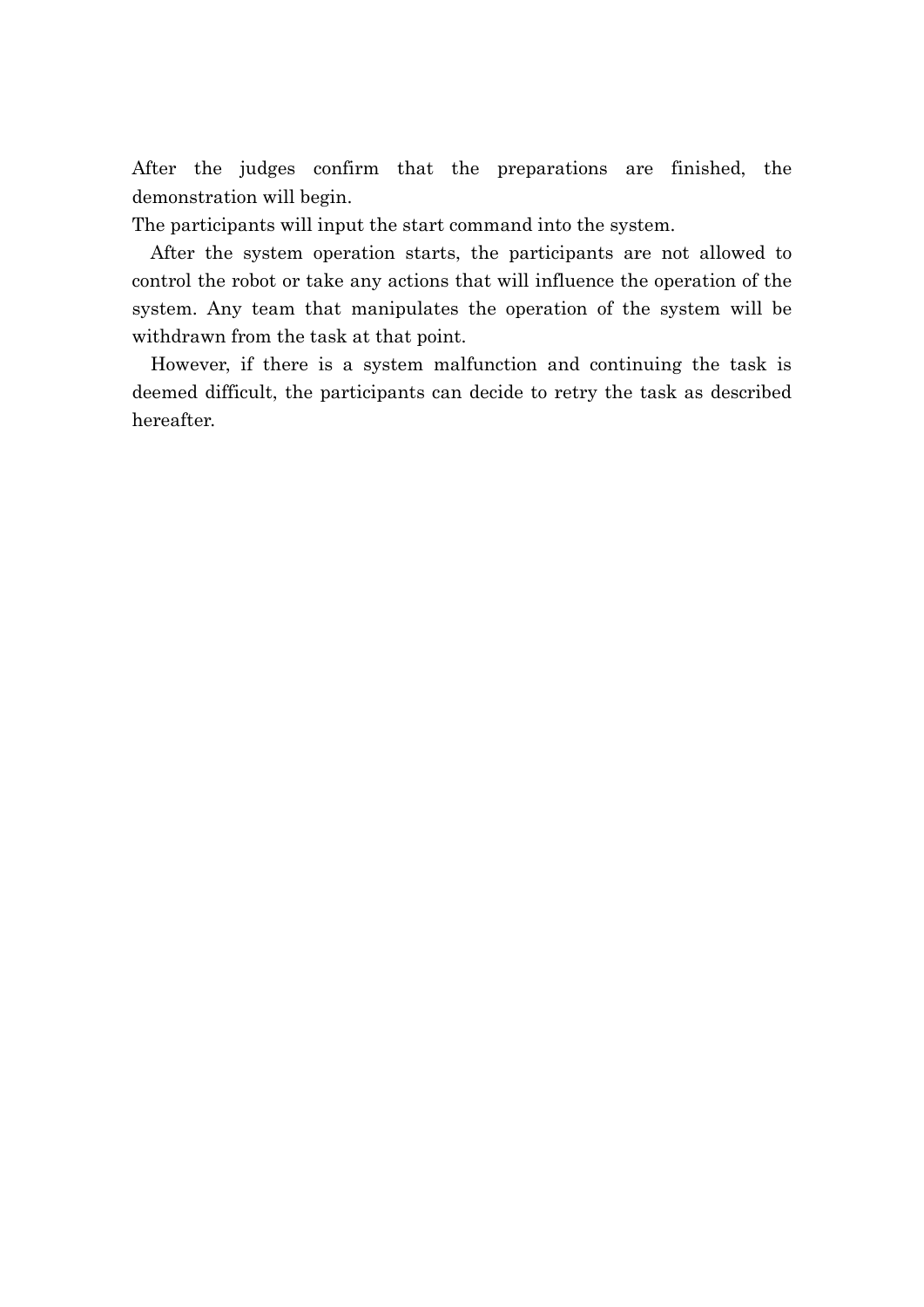After the judges confirm that the preparations are finished, the demonstration will begin.

The participants will input the start command into the system.

After the system operation starts, the participants are not allowed to control the robot or take any actions that will influence the operation of the system. Any team that manipulates the operation of the system will be withdrawn from the task at that point.

However, if there is a system malfunction and continuing the task is deemed difficult, the participants can decide to retry the task as described hereafter.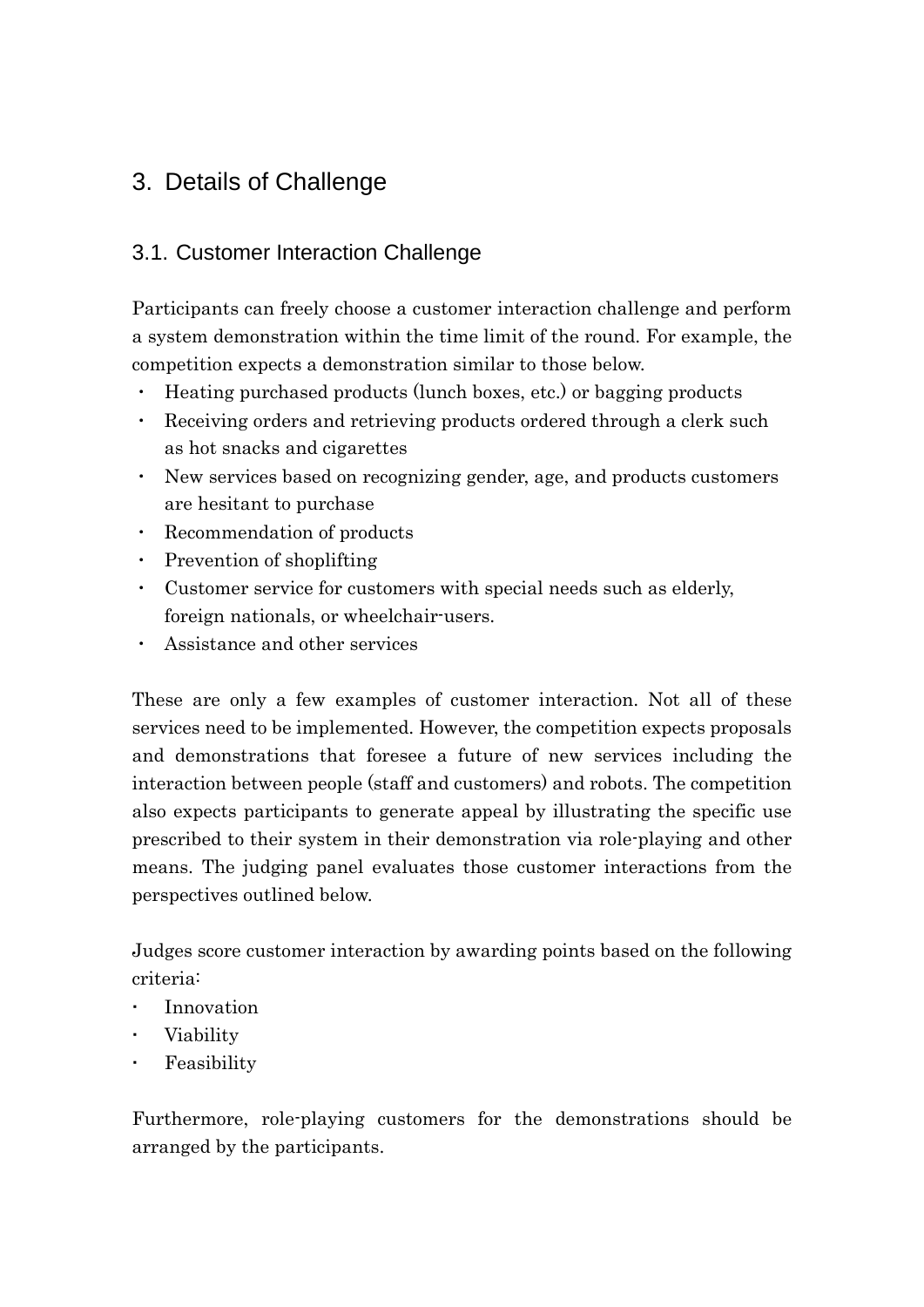# 3. Details of Challenge

## 3.1. Customer Interaction Challenge

Participants can freely choose a customer interaction challenge and perform a system demonstration within the time limit of the round. For example, the competition expects a demonstration similar to those below.

- Heating purchased products (lunch boxes, etc.) or bagging products
- Receiving orders and retrieving products ordered through a clerk such as hot snacks and cigarettes
- New services based on recognizing gender, age, and products customers are hesitant to purchase
- Recommendation of products
- Prevention of shoplifting
- Customer service for customers with special needs such as elderly, foreign nationals, or wheelchair-users.
- Assistance and other services

These are only a few examples of customer interaction. Not all of these services need to be implemented. However, the competition expects proposals and demonstrations that foresee a future of new services including the interaction between people (staff and customers) and robots. The competition also expects participants to generate appeal by illustrating the specific use prescribed to their system in their demonstration via role-playing and other means. The judging panel evaluates those customer interactions from the perspectives outlined below.

Judges score customer interaction by awarding points based on the following criteria:

- Innovation
- Viability
- Feasibility

Furthermore, role-playing customers for the demonstrations should be arranged by the participants.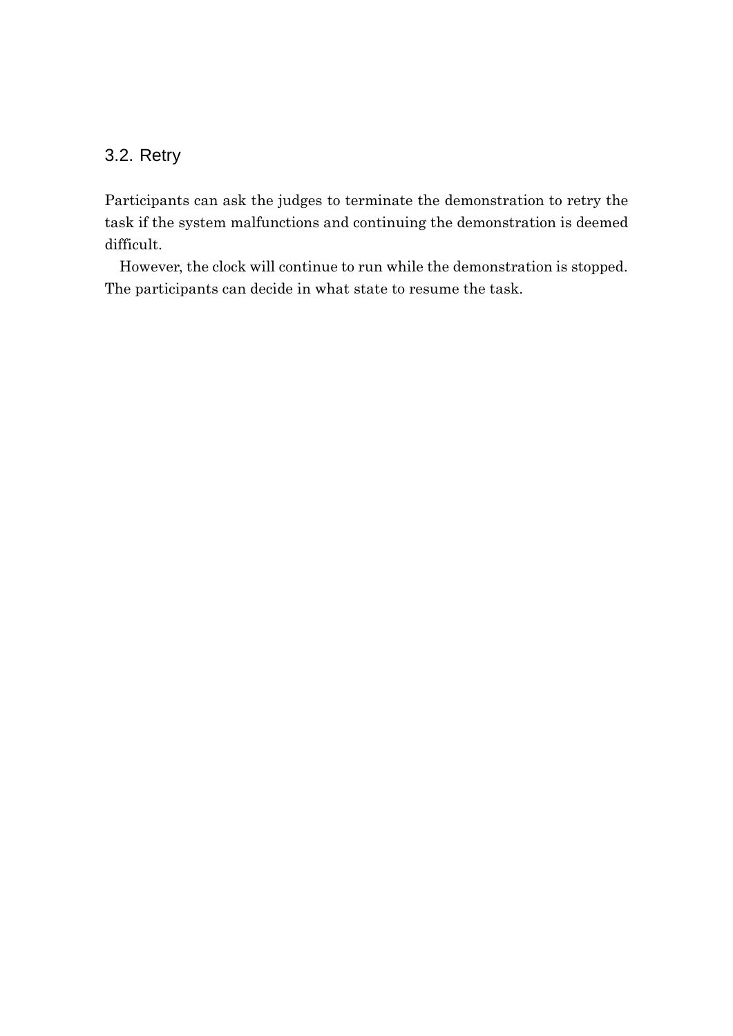### 3.2. Retry

Participants can ask the judges to terminate the demonstration to retry the task if the system malfunctions and continuing the demonstration is deemed difficult.

However, the clock will continue to run while the demonstration is stopped. The participants can decide in what state to resume the task.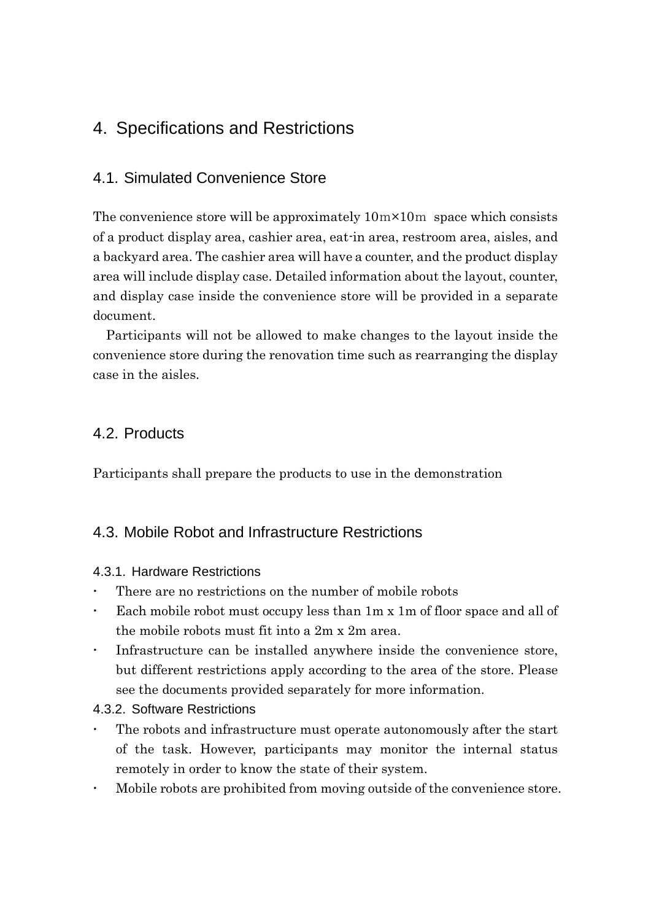# 4. Specifications and Restrictions

## 4.1. Simulated Convenience Store

The convenience store will be approximately 10m×10m space which consists of a product display area, cashier area, eat-in area, restroom area, aisles, and a backyard area. The cashier area will have a counter, and the product display area will include display case. Detailed information about the layout, counter, and display case inside the convenience store will be provided in a separate document.

Participants will not be allowed to make changes to the layout inside the convenience store during the renovation time such as rearranging the display case in the aisles.

## 4.2. Products

Participants shall prepare the products to use in the demonstration

## 4.3. Mobile Robot and Infrastructure Restrictions

### 4.3.1. Hardware Restrictions

- There are no restrictions on the number of mobile robots
- Each mobile robot must occupy less than 1m x 1m of floor space and all of the mobile robots must fit into a 2m x 2m area.
- Infrastructure can be installed anywhere inside the convenience store, but different restrictions apply according to the area of the store. Please see the documents provided separately for more information.

### 4.3.2. Software Restrictions

- The robots and infrastructure must operate autonomously after the start of the task. However, participants may monitor the internal status remotely in order to know the state of their system.
- Mobile robots are prohibited from moving outside of the convenience store.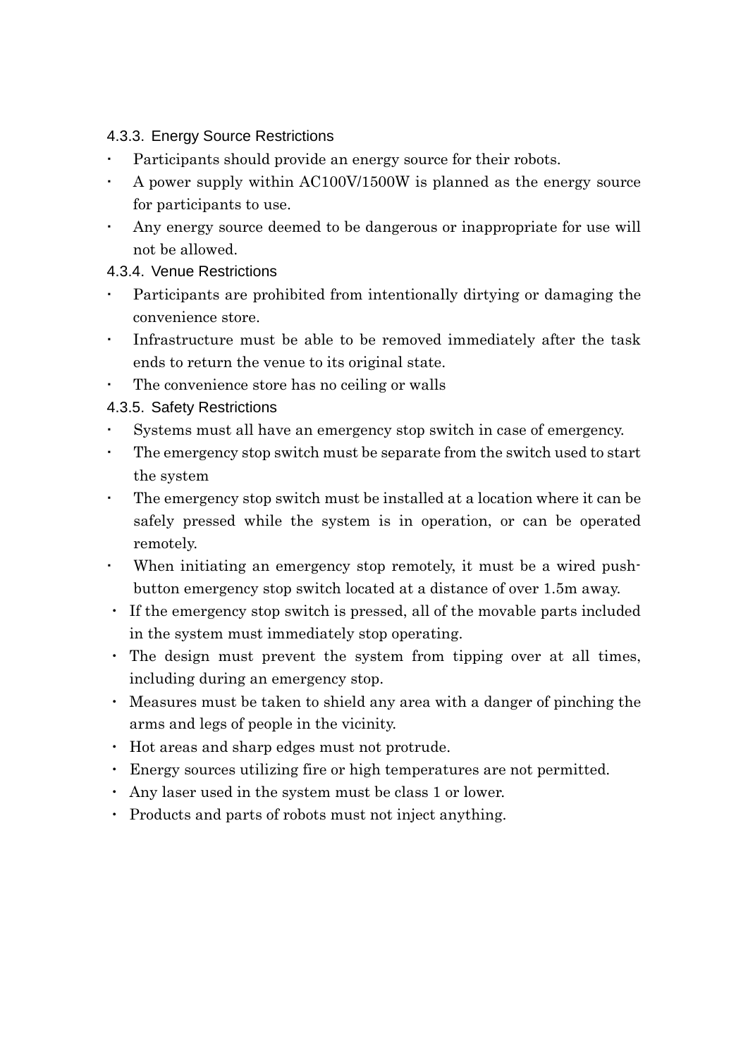#### 4.3.3. Energy Source Restrictions

- Participants should provide an energy source for their robots.
- A power supply within AC100V/1500W is planned as the energy source for participants to use.
- Any energy source deemed to be dangerous or inappropriate for use will not be allowed.

#### 4.3.4. Venue Restrictions

- Participants are prohibited from intentionally dirtying or damaging the convenience store.
- Infrastructure must be able to be removed immediately after the task ends to return the venue to its original state.
- The convenience store has no ceiling or walls

#### 4.3.5. Safety Restrictions

- Systems must all have an emergency stop switch in case of emergency.
- The emergency stop switch must be separate from the switch used to start the system
- The emergency stop switch must be installed at a location where it can be safely pressed while the system is in operation, or can be operated remotely.
- When initiating an emergency stop remotely, it must be a wired push-button emergency stop switch located at a distance of over 1.5m away.
- If the emergency stop switch is pressed, all of the movable parts included in the system must immediately stop operating.
- The design must prevent the system from tipping over at all times, including during an emergency stop.
- Measures must be taken to shield any area with a danger of pinching the arms and legs of people in the vicinity.
- Hot areas and sharp edges must not protrude.
- Energy sources utilizing fire or high temperatures are not permitted.
- Any laser used in the system must be class 1 or lower.
- Products and parts of robots must not inject anything.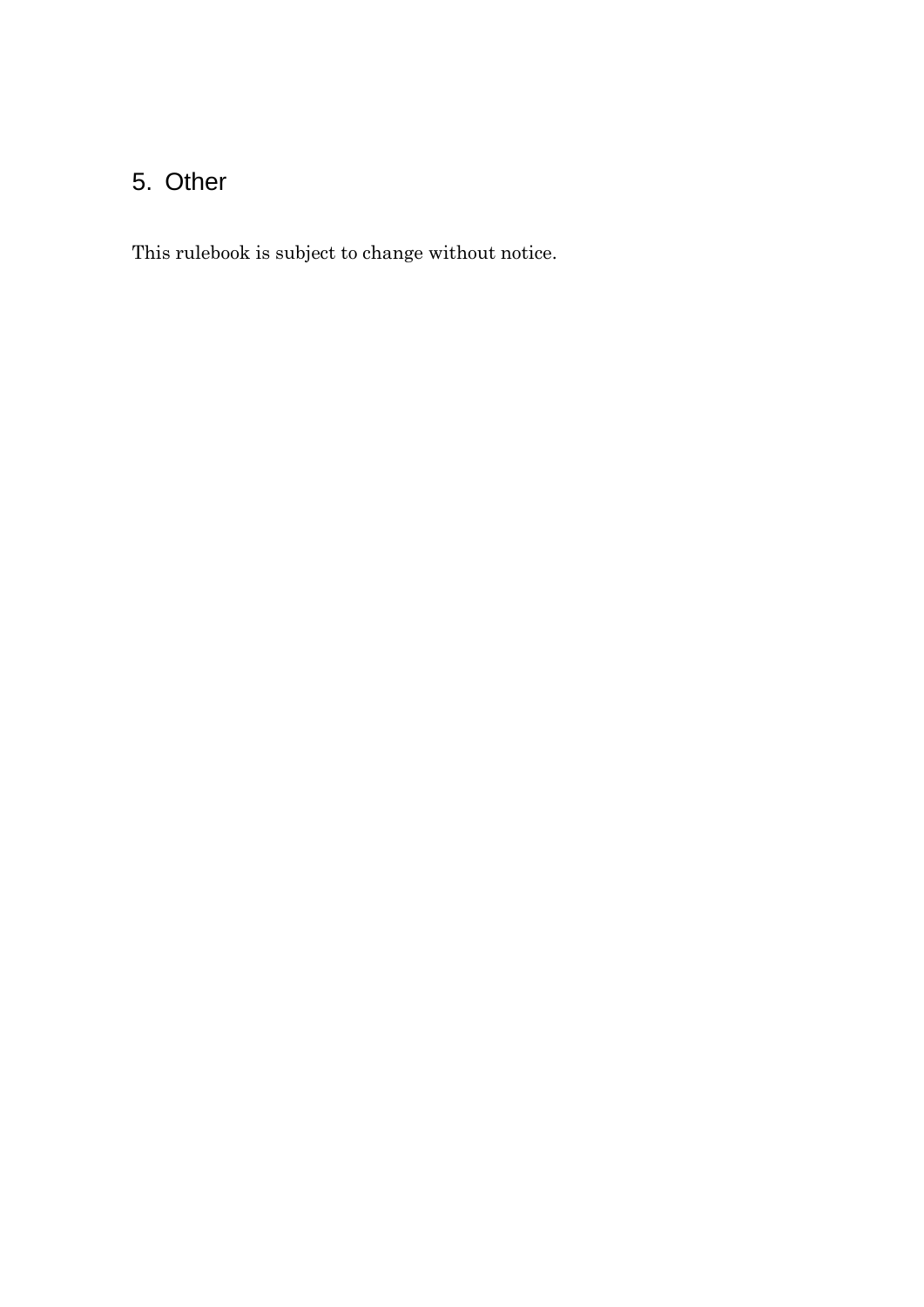## 5. Other

This rulebook is subject to change without notice.